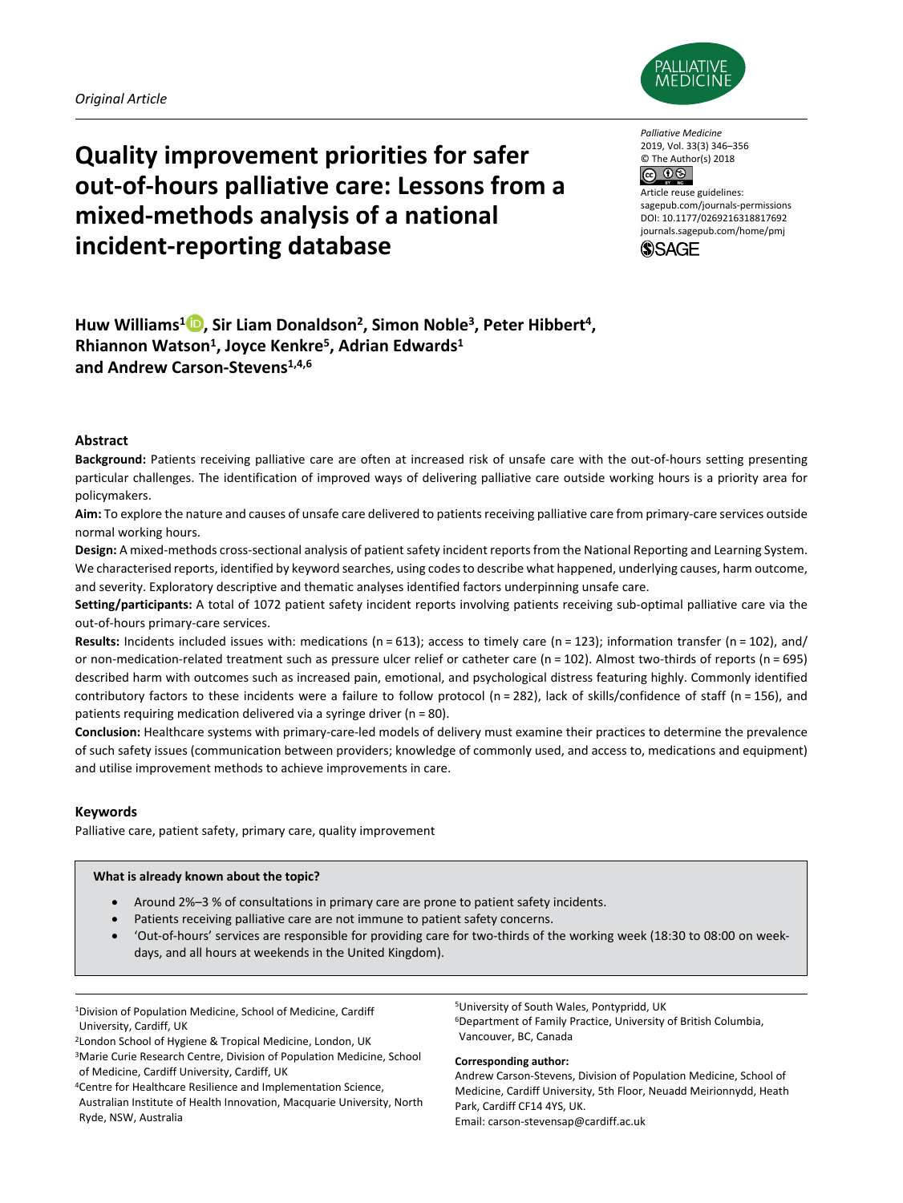*Original Article*

# Quality improvement priorities for safer out-of-hours palliative care: Lessons from a mixed-methods analysis of a national incident-reporting database

Palliative Medicine
2019, Vol. 33(3) 346–356
© The Author(s) 2018
Article reuse guidelines: sagepub.com/journals-permissions
DOI: 10.1177/0269216318817692
journals.sagepub.com/home/pmj

**Huw Williams[1], Sir Liam Donaldson[2], Simon Noble[3], Peter Hibbert[4], Rhiannon Watson[1], Joyce Kenkre[5], Adrian Edwards[1] and Andrew Carson-Stevens[1,4,6]**

## Abstract

**Background:** Patients receiving palliative care are often at increased risk of unsafe care with the out-of-hours setting presenting particular challenges. The identification of improved ways of delivering palliative care outside working hours is a priority area for policymakers.

**Aim:** To explore the nature and causes of unsafe care delivered to patients receiving palliative care from primary-care services outside normal working hours.

**Design:** A mixed-methods cross-sectional analysis of patient safety incident reports from the National Reporting and Learning System. We characterised reports, identified by keyword searches, using codes to describe what happened, underlying causes, harm outcome, and severity. Exploratory descriptive and thematic analyses identified factors underpinning unsafe care.

**Setting/participants:** A total of 1072 patient safety incident reports involving patients receiving sub-optimal palliative care via the out-of-hours primary-care services.

**Results:** Incidents included issues with: medications (n = 613); access to timely care (n = 123); information transfer (n = 102), and/or non-medication-related treatment such as pressure ulcer relief or catheter care (n = 102). Almost two-thirds of reports (n = 695) described harm with outcomes such as increased pain, emotional, and psychological distress featuring highly. Commonly identified contributory factors to these incidents were a failure to follow protocol (n = 282), lack of skills/confidence of staff (n = 156), and patients requiring medication delivered via a syringe driver (n = 80).

**Conclusion:** Healthcare systems with primary-care-led models of delivery must examine their practices to determine the prevalence of such safety issues (communication between providers; knowledge of commonly used, and access to, medications and equipment) and utilise improvement methods to achieve improvements in care.

## Keywords

Palliative care, patient safety, primary care, quality improvement

### What is already known about the topic?

- Around 2%–3 % of consultations in primary care are prone to patient safety incidents.
- Patients receiving palliative care are not immune to patient safety concerns.
- 'Out-of-hours' services are responsible for providing care for two-thirds of the working week (18:30 to 08:00 on week-days, and all hours at weekends in the United Kingdom).

[1]Division of Population Medicine, School of Medicine, Cardiff University, Cardiff, UK
[2]London School of Hygiene & Tropical Medicine, London, UK
[3]Marie Curie Research Centre, Division of Population Medicine, School of Medicine, Cardiff University, Cardiff, UK
[4]Centre for Healthcare Resilience and Implementation Science, Australian Institute of Health Innovation, Macquarie University, North Ryde, NSW, Australia
[5]University of South Wales, Pontypridd, UK
[6]Department of Family Practice, University of British Columbia, Vancouver, BC, Canada

**Corresponding author:**
Andrew Carson-Stevens, Division of Population Medicine, School of Medicine, Cardiff University, 5th Floor, Neuadd Meirionnydd, Heath Park, Cardiff CF14 4YS, UK.
Email: carson-stevensap@cardiff.ac.uk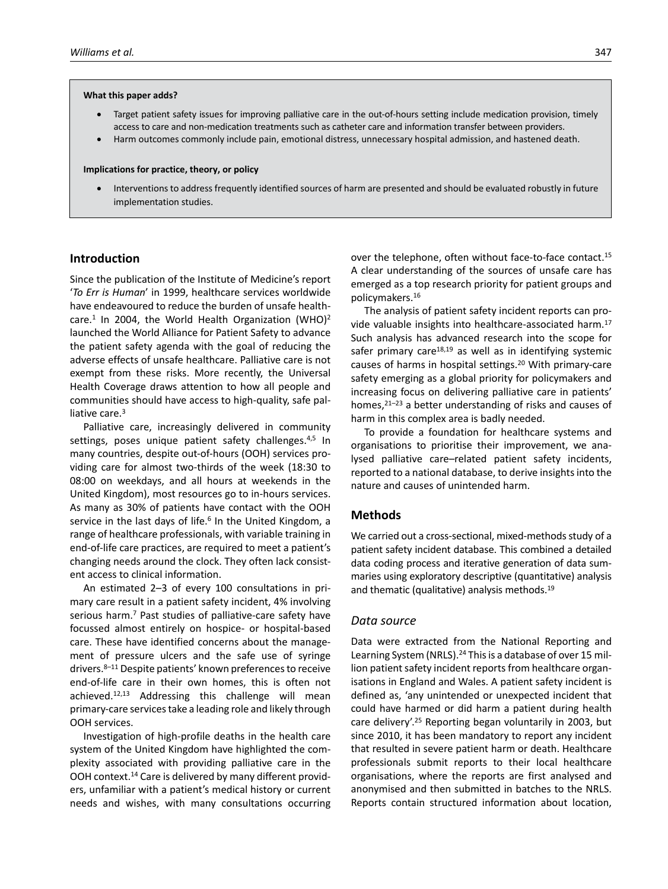**What this paper adds?**

- Target patient safety issues for improving palliative care in the out-of-hours setting include medication provision, timely access to care and non-medication treatments such as catheter care and information transfer between providers.
- Harm outcomes commonly include pain, emotional distress, unnecessary hospital admission, and hastened death.

**Implications for practice, theory, or policy**

- Interventions to address frequently identified sources of harm are presented and should be evaluated robustly in future implementation studies.

## Introduction

Since the publication of the Institute of Medicine's report '*To Err is Human*' in 1999, healthcare services worldwide have endeavoured to reduce the burden of unsafe healthcare.[1] In 2004, the World Health Organization (WHO)[2] launched the World Alliance for Patient Safety to advance the patient safety agenda with the goal of reducing the adverse effects of unsafe healthcare. Palliative care is not exempt from these risks. More recently, the Universal Health Coverage draws attention to how all people and communities should have access to high-quality, safe palliative care.[3]

Palliative care, increasingly delivered in community settings, poses unique patient safety challenges.[4,5] In many countries, despite out-of-hours (OOH) services providing care for almost two-thirds of the week (18:30 to 08:00 on weekdays, and all hours at weekends in the United Kingdom), most resources go to in-hours services. As many as 30% of patients have contact with the OOH service in the last days of life.[6] In the United Kingdom, a range of healthcare professionals, with variable training in end-of-life care practices, are required to meet a patient's changing needs around the clock. They often lack consistent access to clinical information.

An estimated 2–3 of every 100 consultations in primary care result in a patient safety incident, 4% involving serious harm.[7] Past studies of palliative-care safety have focussed almost entirely on hospice- or hospital-based care. These have identified concerns about the management of pressure ulcers and the safe use of syringe drivers.[8–11] Despite patients' known preferences to receive end-of-life care in their own homes, this is often not achieved.[12,13] Addressing this challenge will mean primary-care services take a leading role and likely through OOH services.

Investigation of high-profile deaths in the health care system of the United Kingdom have highlighted the complexity associated with providing palliative care in the OOH context.[14] Care is delivered by many different providers, unfamiliar with a patient's medical history or current needs and wishes, with many consultations occurring over the telephone, often without face-to-face contact.[15] A clear understanding of the sources of unsafe care has emerged as a top research priority for patient groups and policymakers.[16]

The analysis of patient safety incident reports can provide valuable insights into healthcare-associated harm.[17] Such analysis has advanced research into the scope for safer primary care[18,19] as well as in identifying systemic causes of harms in hospital settings.[20] With primary-care safety emerging as a global priority for policymakers and increasing focus on delivering palliative care in patients' homes,[21–23] a better understanding of risks and causes of harm in this complex area is badly needed.

To provide a foundation for healthcare systems and organisations to prioritise their improvement, we analysed palliative care–related patient safety incidents, reported to a national database, to derive insights into the nature and causes of unintended harm.

## Methods

We carried out a cross-sectional, mixed-methods study of a patient safety incident database. This combined a detailed data coding process and iterative generation of data summaries using exploratory descriptive (quantitative) analysis and thematic (qualitative) analysis methods.[19]

### *Data source*

Data were extracted from the National Reporting and Learning System (NRLS).[24] This is a database of over 15 million patient safety incident reports from healthcare organisations in England and Wales. A patient safety incident is defined as, 'any unintended or unexpected incident that could have harmed or did harm a patient during health care delivery'.[25] Reporting began voluntarily in 2003, but since 2010, it has been mandatory to report any incident that resulted in severe patient harm or death. Healthcare professionals submit reports to their local healthcare organisations, where the reports are first analysed and anonymised and then submitted in batches to the NRLS. Reports contain structured information about location,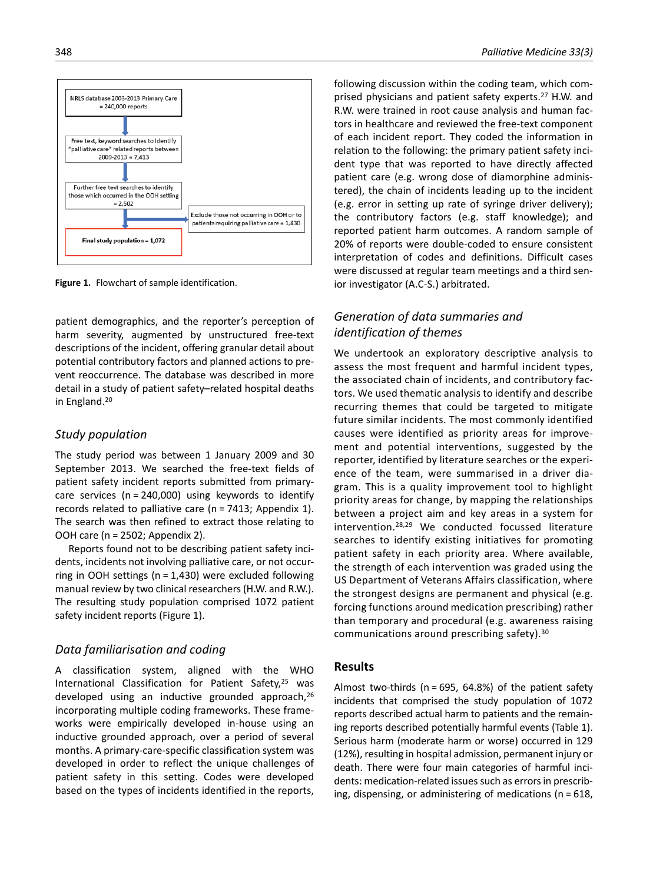NRLS database 2003-2013 Primary Care = 240,000 reports

Free text, keyword searches to identify "palliative care" related reports between 2009-2013 = 7,413

Further free text searches to identify those which occurred in the OOH setting = 2,502

Exclude those not occurring in OOH or to patients requiring palliative care = 1,430

Final study population = 1,072

**Figure 1.** Flowchart of sample identification.

patient demographics, and the reporter's perception of harm severity, augmented by unstructured free-text descriptions of the incident, offering granular detail about potential contributory factors and planned actions to prevent reoccurrence. The database was described in more detail in a study of patient safety–related hospital deaths in England.[20]

## Study population

The study period was between 1 January 2009 and 30 September 2013. We searched the free-text fields of patient safety incident reports submitted from primary-care services (n = 240,000) using keywords to identify records related to palliative care (n = 7413; Appendix 1). The search was then refined to extract those relating to OOH care (n = 2502; Appendix 2).

Reports found not to be describing patient safety incidents, incidents not involving palliative care, or not occurring in OOH settings (n = 1,430) were excluded following manual review by two clinical researchers (H.W. and R.W.). The resulting study population comprised 1072 patient safety incident reports (Figure 1).

## Data familiarisation and coding

A classification system, aligned with the WHO International Classification for Patient Safety,[25] was developed using an inductive grounded approach,[26] incorporating multiple coding frameworks. These frameworks were empirically developed in-house using an inductive grounded approach, over a period of several months. A primary-care-specific classification system was developed in order to reflect the unique challenges of patient safety in this setting. Codes were developed based on the types of incidents identified in the reports, following discussion within the coding team, which comprised physicians and patient safety experts.[27] H.W. and R.W. were trained in root cause analysis and human factors in healthcare and reviewed the free-text component of each incident report. They coded the information in relation to the following: the primary patient safety incident type that was reported to have directly affected patient care (e.g. wrong dose of diamorphine administered), the chain of incidents leading up to the incident (e.g. error in setting up rate of syringe driver delivery); the contributory factors (e.g. staff knowledge); and reported patient harm outcomes. A random sample of 20% of reports were double-coded to ensure consistent interpretation of codes and definitions. Difficult cases were discussed at regular team meetings and a third senior investigator (A.C-S.) arbitrated.

## Generation of data summaries and identification of themes

We undertook an exploratory descriptive analysis to assess the most frequent and harmful incident types, the associated chain of incidents, and contributory factors. We used thematic analysis to identify and describe recurring themes that could be targeted to mitigate future similar incidents. The most commonly identified causes were identified as priority areas for improvement and potential interventions, suggested by the reporter, identified by literature searches or the experience of the team, were summarised in a driver diagram. This is a quality improvement tool to highlight priority areas for change, by mapping the relationships between a project aim and key areas in a system for intervention.[28,29] We conducted focussed literature searches to identify existing initiatives for promoting patient safety in each priority area. Where available, the strength of each intervention was graded using the US Department of Veterans Affairs classification, where the strongest designs are permanent and physical (e.g. forcing functions around medication prescribing) rather than temporary and procedural (e.g. awareness raising communications around prescribing safety).[30]

# Results

Almost two-thirds (n = 695, 64.8%) of the patient safety incidents that comprised the study population of 1072 reports described actual harm to patients and the remaining reports described potentially harmful events (Table 1). Serious harm (moderate harm or worse) occurred in 129 (12%), resulting in hospital admission, permanent injury or death. There were four main categories of harmful incidents: medication-related issues such as errors in prescribing, dispensing, or administering of medications (n = 618,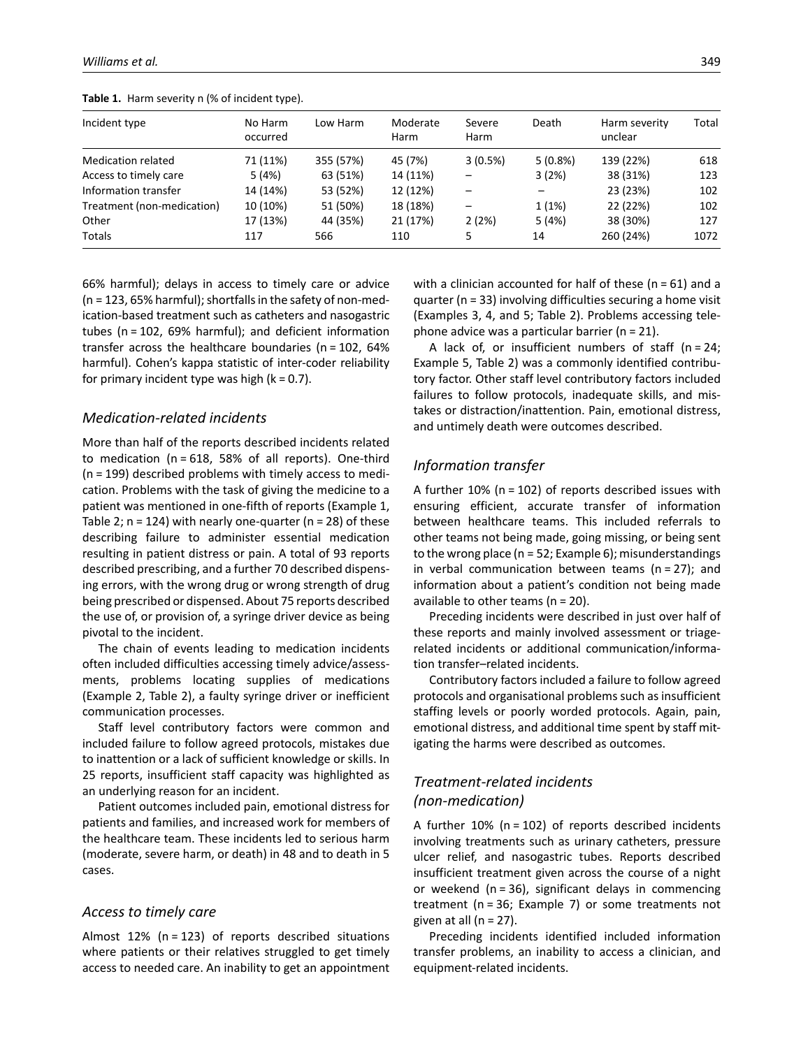**Table 1.** Harm severity n (% of incident type).

| Incident type | No Harm occurred | Low Harm | Moderate Harm | Severe Harm | Death | Harm severity unclear | Total |
|---|---|---|---|---|---|---|---|
| Medication related | 71 (11%) | 355 (57%) | 45 (7%) | 3 (0.5%) | 5 (0.8%) | 139 (22%) | 618 |
| Access to timely care | 5 (4%) | 63 (51%) | 14 (11%) | – | 3 (2%) | 38 (31%) | 123 |
| Information transfer | 14 (14%) | 53 (52%) | 12 (12%) | – | – | 23 (23%) | 102 |
| Treatment (non-medication) | 10 (10%) | 51 (50%) | 18 (18%) | – | 1 (1%) | 22 (22%) | 102 |
| Other | 17 (13%) | 44 (35%) | 21 (17%) | 2 (2%) | 5 (4%) | 38 (30%) | 127 |
| Totals | 117 | 566 | 110 | 5 | 14 | 260 (24%) | 1072 |

66% harmful); delays in access to timely care or advice (n = 123, 65% harmful); shortfalls in the safety of non-medication-based treatment such as catheters and nasogastric tubes (n = 102, 69% harmful); and deficient information transfer across the healthcare boundaries (n = 102, 64% harmful). Cohen's kappa statistic of inter-coder reliability for primary incident type was high (k = 0.7).

## *Medication-related incidents*

More than half of the reports described incidents related to medication (n = 618, 58% of all reports). One-third (n = 199) described problems with timely access to medication. Problems with the task of giving the medicine to a patient was mentioned in one-fifth of reports (Example 1, Table 2; n = 124) with nearly one-quarter (n = 28) of these describing failure to administer essential medication resulting in patient distress or pain. A total of 93 reports described prescribing, and a further 70 described dispensing errors, with the wrong drug or wrong strength of drug being prescribed or dispensed. About 75 reports described the use of, or provision of, a syringe driver device as being pivotal to the incident.

The chain of events leading to medication incidents often included difficulties accessing timely advice/assessments, problems locating supplies of medications (Example 2, Table 2), a faulty syringe driver or inefficient communication processes.

Staff level contributory factors were common and included failure to follow agreed protocols, mistakes due to inattention or a lack of sufficient knowledge or skills. In 25 reports, insufficient staff capacity was highlighted as an underlying reason for an incident.

Patient outcomes included pain, emotional distress for patients and families, and increased work for members of the healthcare team. These incidents led to serious harm (moderate, severe harm, or death) in 48 and to death in 5 cases.

## *Access to timely care*

Almost 12% (n = 123) of reports described situations where patients or their relatives struggled to get timely access to needed care. An inability to get an appointment with a clinician accounted for half of these (n = 61) and a quarter (n = 33) involving difficulties securing a home visit (Examples 3, 4, and 5; Table 2). Problems accessing telephone advice was a particular barrier (n = 21).

A lack of, or insufficient numbers of staff (n = 24; Example 5, Table 2) was a commonly identified contributory factor. Other staff level contributory factors included failures to follow protocols, inadequate skills, and mistakes or distraction/inattention. Pain, emotional distress, and untimely death were outcomes described.

## *Information transfer*

A further 10% (n = 102) of reports described issues with ensuring efficient, accurate transfer of information between healthcare teams. This included referrals to other teams not being made, going missing, or being sent to the wrong place (n = 52; Example 6); misunderstandings in verbal communication between teams (n = 27); and information about a patient's condition not being made available to other teams (n = 20).

Preceding incidents were described in just over half of these reports and mainly involved assessment or triage-related incidents or additional communication/information transfer–related incidents.

Contributory factors included a failure to follow agreed protocols and organisational problems such as insufficient staffing levels or poorly worded protocols. Again, pain, emotional distress, and additional time spent by staff mitigating the harms were described as outcomes.

## *Treatment-related incidents (non-medication)*

A further 10% (n = 102) of reports described incidents involving treatments such as urinary catheters, pressure ulcer relief, and nasogastric tubes. Reports described insufficient treatment given across the course of a night or weekend (n = 36), significant delays in commencing treatment (n = 36; Example 7) or some treatments not given at all (n = 27).

Preceding incidents identified included information transfer problems, an inability to access a clinician, and equipment-related incidents.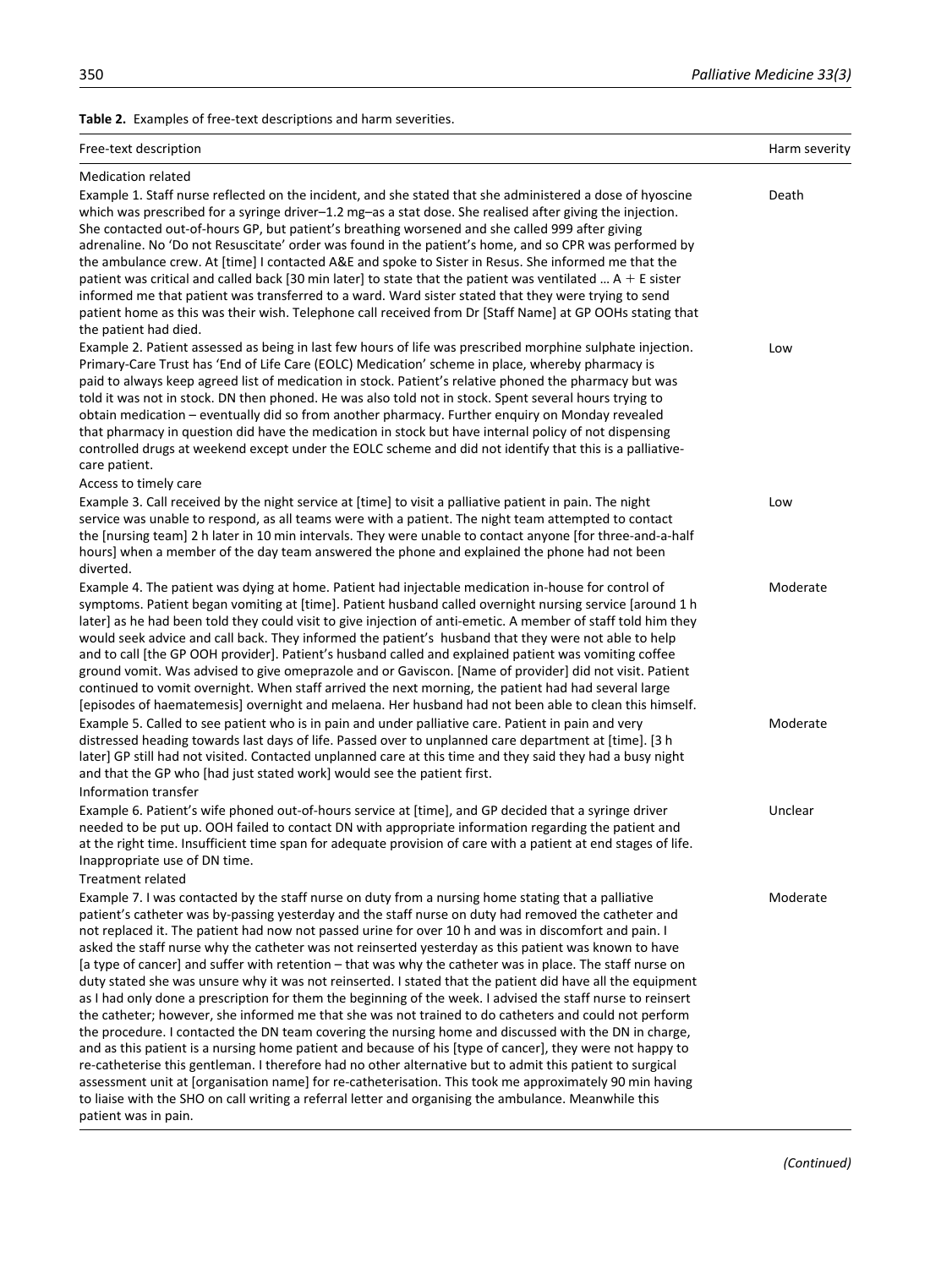**Table 2.** Examples of free-text descriptions and harm severities.

| Free-text description | Harm severity |
|---|---|
| Medication related | |
| Example 1. Staff nurse reflected on the incident, and she stated that she administered a dose of hyoscine which was prescribed for a syringe driver–1.2 mg–as a stat dose. She realised after giving the injection. She contacted out-of-hours GP, but patient's breathing worsened and she called 999 after giving adrenaline. No 'Do not Resuscitate' order was found in the patient's home, and so CPR was performed by the ambulance crew. At [time] I contacted A&E and spoke to Sister in Resus. She informed me that the patient was critical and called back [30 min later] to state that the patient was ventilated … A + E sister informed me that patient was transferred to a ward. Ward sister stated that they were trying to send patient home as this was their wish. Telephone call received from Dr [Staff Name] at GP OOHs stating that the patient had died. | Death |
| Example 2. Patient assessed as being in last few hours of life was prescribed morphine sulphate injection. Primary-Care Trust has 'End of Life Care (EOLC) Medication' scheme in place, whereby pharmacy is paid to always keep agreed list of medication in stock. Patient's relative phoned the pharmacy but was told it was not in stock. DN then phoned. He was also told not in stock. Spent several hours trying to obtain medication – eventually did so from another pharmacy. Further enquiry on Monday revealed that pharmacy in question did have the medication in stock but have internal policy of not dispensing controlled drugs at weekend except under the EOLC scheme and did not identify that this is a palliative-care patient. | Low |
| Access to timely care | |
| Example 3. Call received by the night service at [time] to visit a palliative patient in pain. The night service was unable to respond, as all teams were with a patient. The night team attempted to contact the [nursing team] 2 h later in 10 min intervals. They were unable to contact anyone [for three-and-a-half hours] when a member of the day team answered the phone and explained the phone had not been diverted. | Low |
| Example 4. The patient was dying at home. Patient had injectable medication in-house for control of symptoms. Patient began vomiting at [time]. Patient husband called overnight nursing service [around 1 h later] as he had been told they could visit to give injection of anti-emetic. A member of staff told him they would seek advice and call back. They informed the patient's husband that they were not able to help and to call [the GP OOH provider]. Patient's husband called and explained patient was vomiting coffee ground vomit. Was advised to give omeprazole and or Gaviscon. [Name of provider] did not visit. Patient continued to vomit overnight. When staff arrived the next morning, the patient had had several large [episodes of haematemesis] overnight and melaena. Her husband had not been able to clean this himself. | Moderate |
| Example 5. Called to see patient who is in pain and under palliative care. Patient in pain and very distressed heading towards last days of life. Passed over to unplanned care department at [time]. [3 h later] GP still had not visited. Contacted unplanned care at this time and they said they had a busy night and that the GP who [had just stated work] would see the patient first. | Moderate |
| Information transfer | |
| Example 6. Patient's wife phoned out-of-hours service at [time], and GP decided that a syringe driver needed to be put up. OOH failed to contact DN with appropriate information regarding the patient and at the right time. Insufficient time span for adequate provision of care with a patient at end stages of life. Inappropriate use of DN time. | Unclear |
| Treatment related | |
| Example 7. I was contacted by the staff nurse on duty from a nursing home stating that a palliative patient's catheter was by-passing yesterday and the staff nurse on duty had removed the catheter and not replaced it. The patient had now not passed urine for over 10 h and was in discomfort and pain. I asked the staff nurse why the catheter was not reinserted yesterday as this patient was known to have [a type of cancer] and suffer with retention – that was why the catheter was in place. The staff nurse on duty stated she was unsure why it was not reinserted. I stated that the patient did have all the equipment as I had only done a prescription for them the beginning of the week. I advised the staff nurse to reinsert the catheter; however, she informed me that she was not trained to do catheters and could not perform the procedure. I contacted the DN team covering the nursing home and discussed with the DN in charge, and as this patient is a nursing home patient and because of his [type of cancer], they were not happy to re-catheterise this gentleman. I therefore had no other alternative but to admit this patient to surgical assessment unit at [organisation name] for re-catheterisation. This took me approximately 90 min having to liaise with the SHO on call writing a referral letter and organising the ambulance. Meanwhile this patient was in pain. | Moderate |

*(Continued)*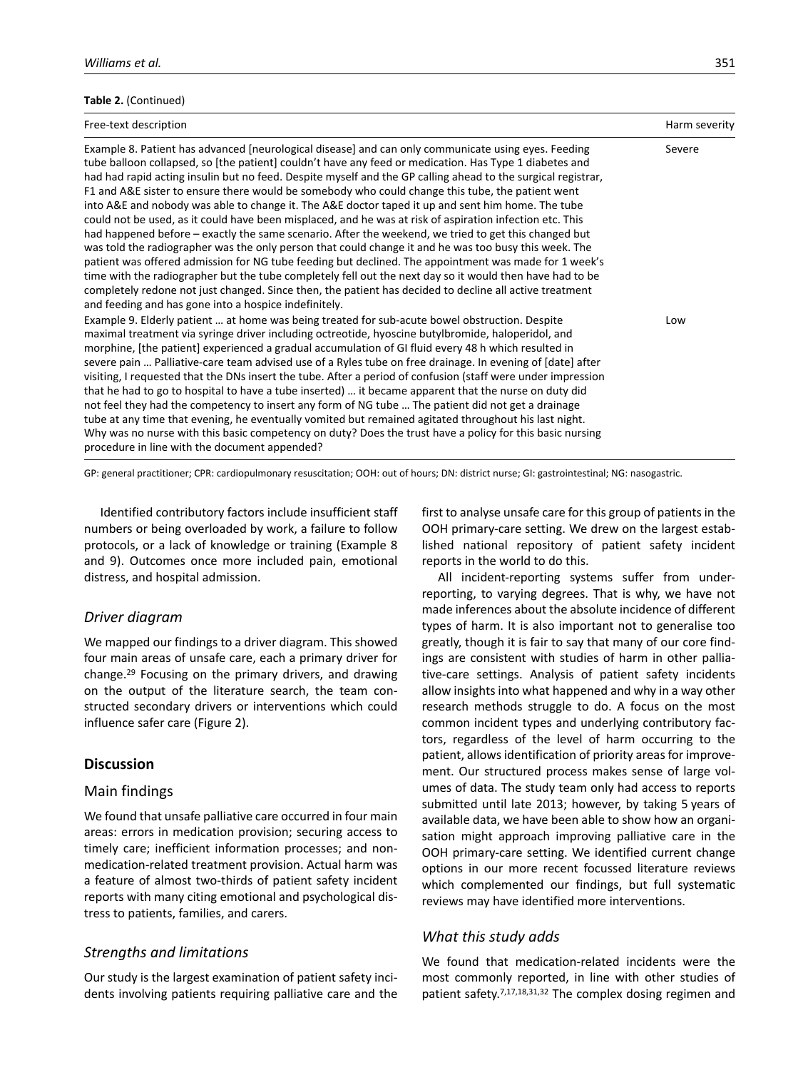**Table 2.** (Continued)

| Free-text description | Harm severity |
|---|---|
| Example 8. Patient has advanced [neurological disease] and can only communicate using eyes. Feeding tube balloon collapsed, so [the patient] couldn't have any feed or medication. Has Type 1 diabetes and had had rapid acting insulin but no feed. Despite myself and the GP calling ahead to the surgical registrar, F1 and A&E sister to ensure there would be somebody who could change this tube, the patient went into A&E and nobody was able to change it. The A&E doctor taped it up and sent him home. The tube could not be used, as it could have been misplaced, and he was at risk of aspiration infection etc. This had happened before – exactly the same scenario. After the weekend, we tried to get this changed but was told the radiographer was the only person that could change it and he was too busy this week. The patient was offered admission for NG tube feeding but declined. The appointment was made for 1 week's time with the radiographer but the tube completely fell out the next day so it would then have had to be completely redone not just changed. Since then, the patient has decided to decline all active treatment and feeding and has gone into a hospice indefinitely. | Severe |
| Example 9. Elderly patient … at home was being treated for sub-acute bowel obstruction. Despite maximal treatment via syringe driver including octreotide, hyoscine butylbromide, haloperidol, and morphine, [the patient] experienced a gradual accumulation of GI fluid every 48 h which resulted in severe pain … Palliative-care team advised use of a Ryles tube on free drainage. In evening of [date] after visiting, I requested that the DNs insert the tube. After a period of confusion (staff were under impression that he had to go to hospital to have a tube inserted) … it became apparent that the nurse on duty did not feel they had the competency to insert any form of NG tube … The patient did not get a drainage tube at any time that evening, he eventually vomited but remained agitated throughout his last night. Why was no nurse with this basic competency on duty? Does the trust have a policy for this basic nursing procedure in line with the document appended? | Low |

GP: general practitioner; CPR: cardiopulmonary resuscitation; OOH: out of hours; DN: district nurse; GI: gastrointestinal; NG: nasogastric.

Identified contributory factors include insufficient staff numbers or being overloaded by work, a failure to follow protocols, or a lack of knowledge or training (Example 8 and 9). Outcomes once more included pain, emotional distress, and hospital admission.

### *Driver diagram*

We mapped our findings to a driver diagram. This showed four main areas of unsafe care, each a primary driver for change.[29] Focusing on the primary drivers, and drawing on the output of the literature search, the team constructed secondary drivers or interventions which could influence safer care (Figure 2).

## Discussion

### Main findings

We found that unsafe palliative care occurred in four main areas: errors in medication provision; securing access to timely care; inefficient information processes; and non-medication-related treatment provision. Actual harm was a feature of almost two-thirds of patient safety incident reports with many citing emotional and psychological distress to patients, families, and carers.

### *Strengths and limitations*

Our study is the largest examination of patient safety incidents involving patients requiring palliative care and the first to analyse unsafe care for this group of patients in the OOH primary-care setting. We drew on the largest established national repository of patient safety incident reports in the world to do this.

All incident-reporting systems suffer from under-reporting, to varying degrees. That is why, we have not made inferences about the absolute incidence of different types of harm. It is also important not to generalise too greatly, though it is fair to say that many of our core findings are consistent with studies of harm in other palliative-care settings. Analysis of patient safety incidents allow insights into what happened and why in a way other research methods struggle to do. A focus on the most common incident types and underlying contributory factors, regardless of the level of harm occurring to the patient, allows identification of priority areas for improvement. Our structured process makes sense of large volumes of data. The study team only had access to reports submitted until late 2013; however, by taking 5 years of available data, we have been able to show how an organisation might approach improving palliative care in the OOH primary-care setting. We identified current change options in our more recent focussed literature reviews which complemented our findings, but full systematic reviews may have identified more interventions.

### *What this study adds*

We found that medication-related incidents were the most commonly reported, in line with other studies of patient safety.[7,17,18,31,32] The complex dosing regimen and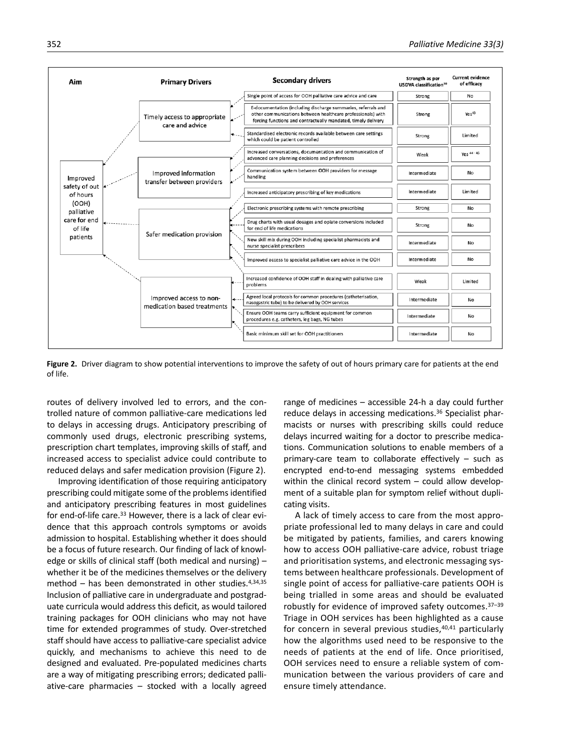Aim

Primary Drivers

Secondary drivers

Strength as per USDVA classification[30]

Current evidence of efficacy

Improved safety of out of hours (OOH) palliative care for end of life patients

Timely access to appropriate care and advice

Single point of access for OOH palliative care advice and care — Strong — No

E-documentation (including discharge summaries, referrals and other communications between healthcare professionals) with forcing functions and contractually mandated, timely delivery — Strong — Yes[43]

Standardised electronic records available between care settings which could be patient controlled — Strong — Limited

Improved information transfer between providers

Increased conversations, documentation and communication of advanced care planning decisions and preferences — Weak — Yes[44–46]

Communication system between OOH providers for message handling — Intermediate — No

Increased anticipatory prescribing of key medications — Intermediate — Limited

Safer medication provision

Electronic prescribing systems with remote prescribing — Strong — No

Drug charts with usual dosages and opiate conversions included for end of life medications — Strong — No

New skill mix during OOH including specialist pharmacists and nurse specialist prescribers — Intermediate — No

Improved access to specialist palliative care advice in the OOH — Intermediate — No

Improved access to non-medication based treatments

Increased confidence of OOH staff in dealing with palliative care problems — Weak — Limited

Agreed local protocols for common procedures (catheterisation, nasogastric tube) to be delivered by OOH services — Intermediate — No

Ensure OOH teams carry sufficient equipment for common procedures e.g. catheters, leg bags, NG tubes — Intermediate — No

Basic minimum skill set for OOH practitioners — Intermediate — No

**Figure 2.** Driver diagram to show potential interventions to improve the safety of out of hours primary care for patients at the end of life.

routes of delivery involved led to errors, and the controlled nature of common palliative-care medications led to delays in accessing drugs. Anticipatory prescribing of commonly used drugs, electronic prescribing systems, prescription chart templates, improving skills of staff, and increased access to specialist advice could contribute to reduced delays and safer medication provision (Figure 2).

Improving identification of those requiring anticipatory prescribing could mitigate some of the problems identified and anticipatory prescribing features in most guidelines for end-of-life care.[33] However, there is a lack of clear evidence that this approach controls symptoms or avoids admission to hospital. Establishing whether it does should be a focus of future research. Our finding of lack of knowledge or skills of clinical staff (both medical and nursing) – whether it be of the medicines themselves or the delivery method – has been demonstrated in other studies.[4,34,35] Inclusion of palliative care in undergraduate and postgraduate curricula would address this deficit, as would tailored training packages for OOH clinicians who may not have time for extended programmes of study. Over-stretched staff should have access to palliative-care specialist advice quickly, and mechanisms to achieve this need to de designed and evaluated. Pre-populated medicines charts are a way of mitigating prescribing errors; dedicated palliative-care pharmacies – stocked with a locally agreed range of medicines – accessible 24-h a day could further reduce delays in accessing medications.[36] Specialist pharmacists or nurses with prescribing skills could reduce delays incurred waiting for a doctor to prescribe medications. Communication solutions to enable members of a primary-care team to collaborate effectively – such as encrypted end-to-end messaging systems embedded within the clinical record system – could allow development of a suitable plan for symptom relief without duplicating visits.

A lack of timely access to care from the most appropriate professional led to many delays in care and could be mitigated by patients, families, and carers knowing how to access OOH palliative-care advice, robust triage and prioritisation systems, and electronic messaging systems between healthcare professionals. Development of single point of access for palliative-care patients OOH is being trialled in some areas and should be evaluated robustly for evidence of improved safety outcomes.[37–39] Triage in OOH services has been highlighted as a cause for concern in several previous studies,[40,41] particularly how the algorithms used need to be responsive to the needs of patients at the end of life. Once prioritised, OOH services need to ensure a reliable system of communication between the various providers of care and ensure timely attendance.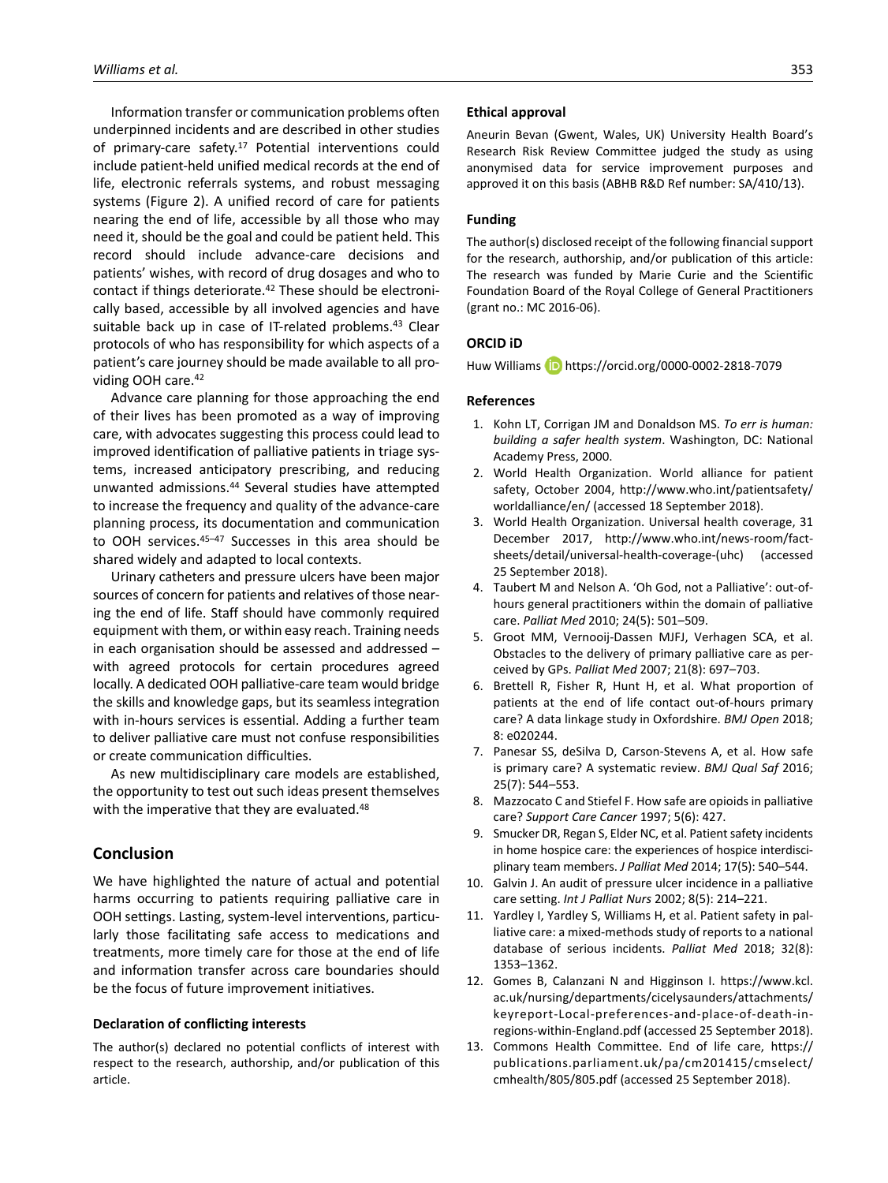Information transfer or communication problems often underpinned incidents and are described in other studies of primary-care safety.[17] Potential interventions could include patient-held unified medical records at the end of life, electronic referrals systems, and robust messaging systems (Figure 2). A unified record of care for patients nearing the end of life, accessible by all those who may need it, should be the goal and could be patient held. This record should include advance-care decisions and patients' wishes, with record of drug dosages and who to contact if things deteriorate.[42] These should be electronically based, accessible by all involved agencies and have suitable back up in case of IT-related problems.[43] Clear protocols of who has responsibility for which aspects of a patient's care journey should be made available to all providing OOH care.[42]

Advance care planning for those approaching the end of their lives has been promoted as a way of improving care, with advocates suggesting this process could lead to improved identification of palliative patients in triage systems, increased anticipatory prescribing, and reducing unwanted admissions.[44] Several studies have attempted to increase the frequency and quality of the advance-care planning process, its documentation and communication to OOH services.[45–47] Successes in this area should be shared widely and adapted to local contexts.

Urinary catheters and pressure ulcers have been major sources of concern for patients and relatives of those nearing the end of life. Staff should have commonly required equipment with them, or within easy reach. Training needs in each organisation should be assessed and addressed – with agreed protocols for certain procedures agreed locally. A dedicated OOH palliative-care team would bridge the skills and knowledge gaps, but its seamless integration with in-hours services is essential. Adding a further team to deliver palliative care must not confuse responsibilities or create communication difficulties.

As new multidisciplinary care models are established, the opportunity to test out such ideas present themselves with the imperative that they are evaluated.[48]

## Conclusion

We have highlighted the nature of actual and potential harms occurring to patients requiring palliative care in OOH settings. Lasting, system-level interventions, particularly those facilitating safe access to medications and treatments, more timely care for those at the end of life and information transfer across care boundaries should be the focus of future improvement initiatives.

### Declaration of conflicting interests

The author(s) declared no potential conflicts of interest with respect to the research, authorship, and/or publication of this article.

### Ethical approval

Aneurin Bevan (Gwent, Wales, UK) University Health Board's Research Risk Review Committee judged the study as using anonymised data for service improvement purposes and approved it on this basis (ABHB R&D Ref number: SA/410/13).

### Funding

The author(s) disclosed receipt of the following financial support for the research, authorship, and/or publication of this article: The research was funded by Marie Curie and the Scientific Foundation Board of the Royal College of General Practitioners (grant no.: MC 2016-06).

### ORCID iD

Huw Williams https://orcid.org/0000-0002-2818-7079

### References

1. Kohn LT, Corrigan JM and Donaldson MS. *To err is human: building a safer health system*. Washington, DC: National Academy Press, 2000.
2. World Health Organization. World alliance for patient safety, October 2004, http://www.who.int/patientsafety/worldalliance/en/ (accessed 18 September 2018).
3. World Health Organization. Universal health coverage, 31 December 2017, http://www.who.int/news-room/fact-sheets/detail/universal-health-coverage-(uhc) (accessed 25 September 2018).
4. Taubert M and Nelson A. 'Oh God, not a Palliative': out-of-hours general practitioners within the domain of palliative care. *Palliat Med* 2010; 24(5): 501–509.
5. Groot MM, Vernooij-Dassen MJFJ, Verhagen SCA, et al. Obstacles to the delivery of primary palliative care as perceived by GPs. *Palliat Med* 2007; 21(8): 697–703.
6. Brettell R, Fisher R, Hunt H, et al. What proportion of patients at the end of life contact out-of-hours primary care? A data linkage study in Oxfordshire. *BMJ Open* 2018; 8: e020244.
7. Panesar SS, deSilva D, Carson-Stevens A, et al. How safe is primary care? A systematic review. *BMJ Qual Saf* 2016; 25(7): 544–553.
8. Mazzocato C and Stiefel F. How safe are opioids in palliative care? *Support Care Cancer* 1997; 5(6): 427.
9. Smucker DR, Regan S, Elder NC, et al. Patient safety incidents in home hospice care: the experiences of hospice interdisciplinary team members. *J Palliat Med* 2014; 17(5): 540–544.
10. Galvin J. An audit of pressure ulcer incidence in a palliative care setting. *Int J Palliat Nurs* 2002; 8(5): 214–221.
11. Yardley I, Yardley S, Williams H, et al. Patient safety in palliative care: a mixed-methods study of reports to a national database of serious incidents. *Palliat Med* 2018; 32(8): 1353–1362.
12. Gomes B, Calanzani N and Higginson I. https://www.kcl.ac.uk/nursing/departments/cicelysaunders/attachments/keyreport-Local-preferences-and-place-of-death-in-regions-within-England.pdf (accessed 25 September 2018).
13. Commons Health Committee. End of life care, https://publications.parliament.uk/pa/cm201415/cmselect/cmhealth/805/805.pdf (accessed 25 September 2018).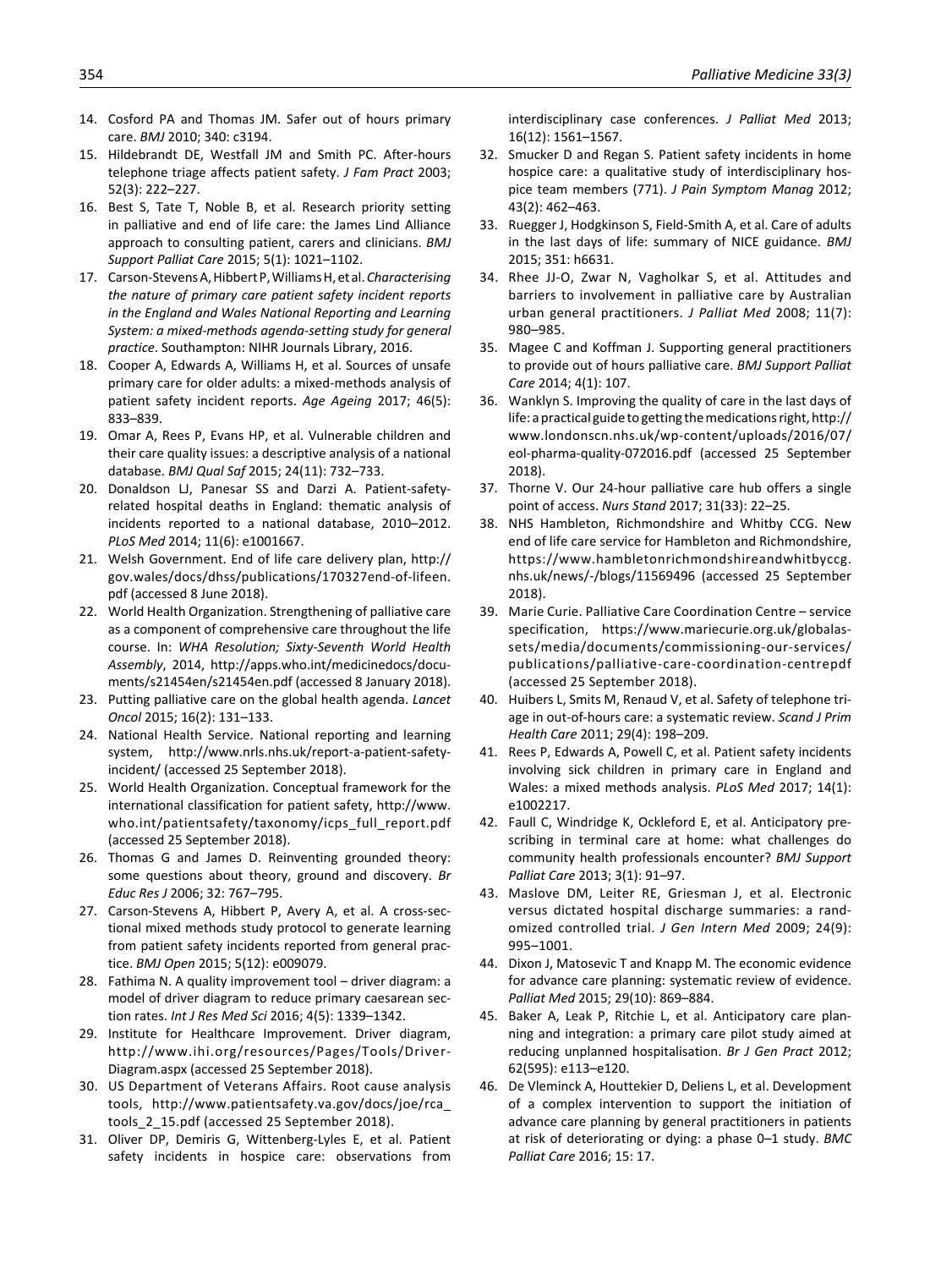14. Cosford PA and Thomas JM. Safer out of hours primary care. *BMJ* 2010; 340: c3194.
15. Hildebrandt DE, Westfall JM and Smith PC. After-hours telephone triage affects patient safety. *J Fam Pract* 2003; 52(3): 222–227.
16. Best S, Tate T, Noble B, et al. Research priority setting in palliative and end of life care: the James Lind Alliance approach to consulting patient, carers and clinicians. *BMJ Support Palliat Care* 2015; 5(1): 1021–1102.
17. Carson-Stevens A, Hibbert P, Williams H, et al. *Characterising the nature of primary care patient safety incident reports in the England and Wales National Reporting and Learning System: a mixed-methods agenda-setting study for general practice*. Southampton: NIHR Journals Library, 2016.
18. Cooper A, Edwards A, Williams H, et al. Sources of unsafe primary care for older adults: a mixed-methods analysis of patient safety incident reports. *Age Ageing* 2017; 46(5): 833–839.
19. Omar A, Rees P, Evans HP, et al. Vulnerable children and their care quality issues: a descriptive analysis of a national database. *BMJ Qual Saf* 2015; 24(11): 732–733.
20. Donaldson LJ, Panesar SS and Darzi A. Patient-safety-related hospital deaths in England: thematic analysis of incidents reported to a national database, 2010–2012. *PLoS Med* 2014; 11(6): e1001667.
21. Welsh Government. End of life care delivery plan, http://gov.wales/docs/dhss/publications/170327end-of-lifeen.pdf (accessed 8 June 2018).
22. World Health Organization. Strengthening of palliative care as a component of comprehensive care throughout the life course. In: *WHA Resolution; Sixty-Seventh World Health Assembly*, 2014, http://apps.who.int/medicinedocs/documents/s21454en/s21454en.pdf (accessed 8 January 2018).
23. Putting palliative care on the global health agenda. *Lancet Oncol* 2015; 16(2): 131–133.
24. National Health Service. National reporting and learning system, http://www.nrls.nhs.uk/report-a-patient-safety-incident/ (accessed 25 September 2018).
25. World Health Organization. Conceptual framework for the international classification for patient safety, http://www.who.int/patientsafety/taxonomy/icps_full_report.pdf (accessed 25 September 2018).
26. Thomas G and James D. Reinventing grounded theory: some questions about theory, ground and discovery. *Br Educ Res J* 2006; 32: 767–795.
27. Carson-Stevens A, Hibbert P, Avery A, et al. A cross-sectional mixed methods study protocol to generate learning from patient safety incidents reported from general practice. *BMJ Open* 2015; 5(12): e009079.
28. Fathima N. A quality improvement tool – driver diagram: a model of driver diagram to reduce primary caesarean section rates. *Int J Res Med Sci* 2016; 4(5): 1339–1342.
29. Institute for Healthcare Improvement. Driver diagram, http://www.ihi.org/resources/Pages/Tools/Driver-Diagram.aspx (accessed 25 September 2018).
30. US Department of Veterans Affairs. Root cause analysis tools, http://www.patientsafety.va.gov/docs/joe/rca_tools_2_15.pdf (accessed 25 September 2018).
31. Oliver DP, Demiris G, Wittenberg-Lyles E, et al. Patient safety incidents in hospice care: observations from interdisciplinary case conferences. *J Palliat Med* 2013; 16(12): 1561–1567.
32. Smucker D and Regan S. Patient safety incidents in home hospice care: a qualitative study of interdisciplinary hospice team members (771). *J Pain Symptom Manag* 2012; 43(2): 462–463.
33. Ruegger J, Hodgkinson S, Field-Smith A, et al. Care of adults in the last days of life: summary of NICE guidance. *BMJ* 2015; 351: h6631.
34. Rhee JJ-O, Zwar N, Vagholkar S, et al. Attitudes and barriers to involvement in palliative care by Australian urban general practitioners. *J Palliat Med* 2008; 11(7): 980–985.
35. Magee C and Koffman J. Supporting general practitioners to provide out of hours palliative care. *BMJ Support Palliat Care* 2014; 4(1): 107.
36. Wanklyn S. Improving the quality of care in the last days of life: a practical guide to getting the medications right, http://www.londonscn.nhs.uk/wp-content/uploads/2016/07/eol-pharma-quality-072016.pdf (accessed 25 September 2018).
37. Thorne V. Our 24-hour palliative care hub offers a single point of access. *Nurs Stand* 2017; 31(33): 22–25.
38. NHS Hambleton, Richmondshire and Whitby CCG. New end of life care service for Hambleton and Richmondshire, https://www.hambletonrichmondshireandwhitbyccg.nhs.uk/news/-/blogs/11569496 (accessed 25 September 2018).
39. Marie Curie. Palliative Care Coordination Centre – service specification, https://www.mariecurie.org.uk/globalassets/media/documents/commissioning-our-services/publications/palliative-care-coordination-centrepdf (accessed 25 September 2018).
40. Huibers L, Smits M, Renaud V, et al. Safety of telephone triage in out-of-hours care: a systematic review. *Scand J Prim Health Care* 2011; 29(4): 198–209.
41. Rees P, Edwards A, Powell C, et al. Patient safety incidents involving sick children in primary care in England and Wales: a mixed methods analysis. *PLoS Med* 2017; 14(1): e1002217.
42. Faull C, Windridge K, Ockleford E, et al. Anticipatory prescribing in terminal care at home: what challenges do community health professionals encounter? *BMJ Support Palliat Care* 2013; 3(1): 91–97.
43. Maslove DM, Leiter RE, Griesman J, et al. Electronic versus dictated hospital discharge summaries: a randomized controlled trial. *J Gen Intern Med* 2009; 24(9): 995–1001.
44. Dixon J, Matosevic T and Knapp M. The economic evidence for advance care planning: systematic review of evidence. *Palliat Med* 2015; 29(10): 869–884.
45. Baker A, Leak P, Ritchie L, et al. Anticipatory care planning and integration: a primary care pilot study aimed at reducing unplanned hospitalisation. *Br J Gen Pract* 2012; 62(595): e113–e120.
46. De Vleminck A, Houttekier D, Deliens L, et al. Development of a complex intervention to support the initiation of advance care planning by general practitioners in patients at risk of deteriorating or dying: a phase 0–1 study. *BMC Palliat Care* 2016; 15: 17.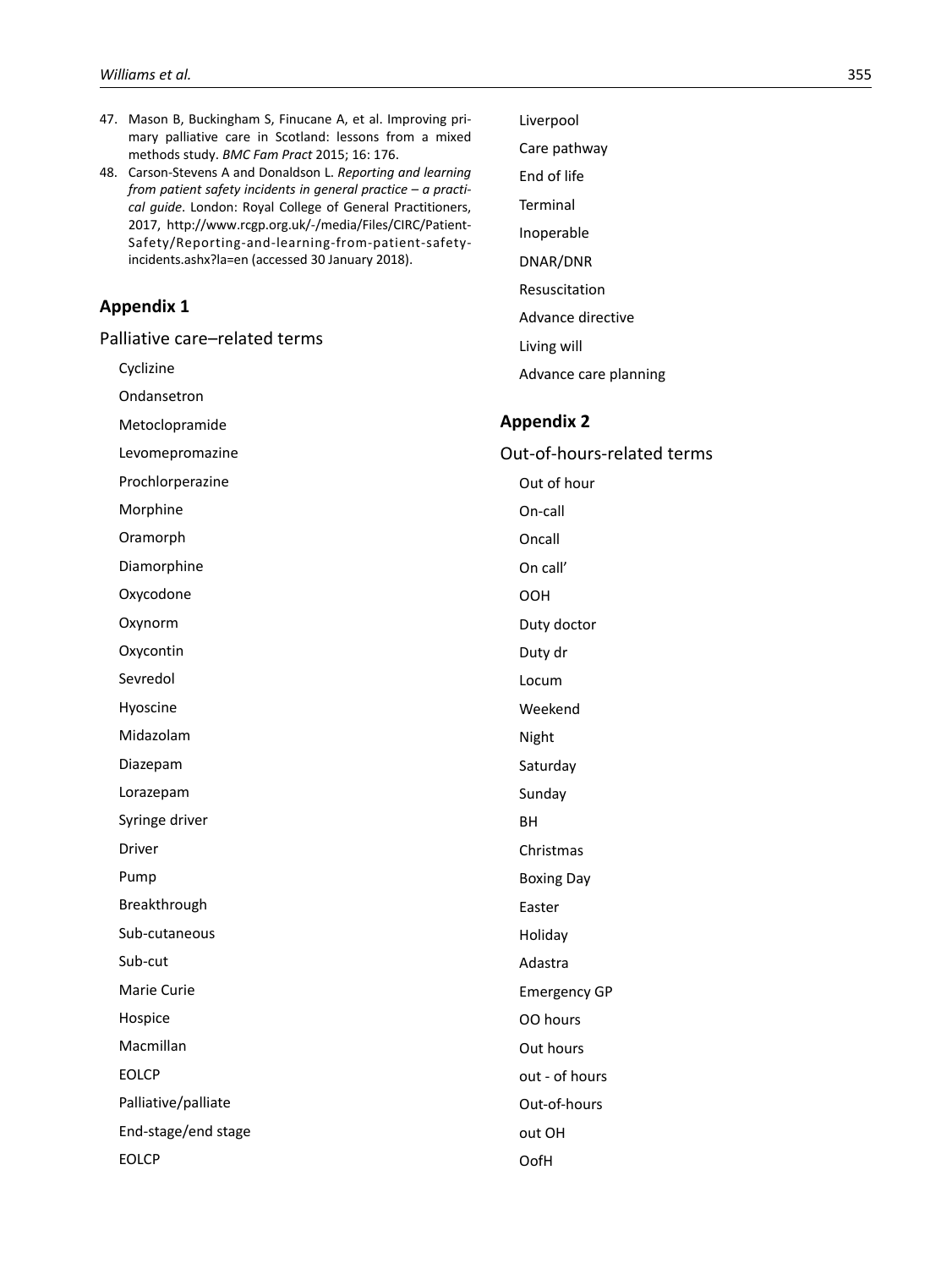47. Mason B, Buckingham S, Finucane A, et al. Improving primary palliative care in Scotland: lessons from a mixed methods study. *BMC Fam Pract* 2015; 16: 176.
48. Carson-Stevens A and Donaldson L. *Reporting and learning from patient safety incidents in general practice – a practical guide*. London: Royal College of General Practitioners, 2017, http://www.rcgp.org.uk/-/media/Files/CIRC/Patient-Safety/Reporting-and-learning-from-patient-safety-incidents.ashx?la=en (accessed 30 January 2018).

## Appendix 1

### Palliative care–related terms

Cyclizine

Ondansetron

Metoclopramide

Levomepromazine

Prochlorperazine

Morphine

Oramorph

Diamorphine

Oxycodone

Oxynorm

Oxycontin

Sevredol

Hyoscine

Midazolam

Diazepam

Lorazepam

Syringe driver

Driver

Pump

Breakthrough

Sub-cutaneous

Sub-cut

Marie Curie

Hospice

Macmillan

EOLCP

Palliative/palliate

End-stage/end stage

EOLCP

Liverpool

Care pathway

End of life

Terminal

Inoperable

DNAR/DNR

Resuscitation

Advance directive

Living will

Advance care planning

## Appendix 2

### Out-of-hours-related terms

Out of hour

On-call

Oncall

On call'

OOH

Duty doctor

Duty dr

Locum

Weekend

Night

Saturday

Sunday

BH

Christmas

Boxing Day

Easter

Holiday

Adastra

Emergency GP

OO hours

Out hours

out - of hours

Out-of-hours

out OH

OofH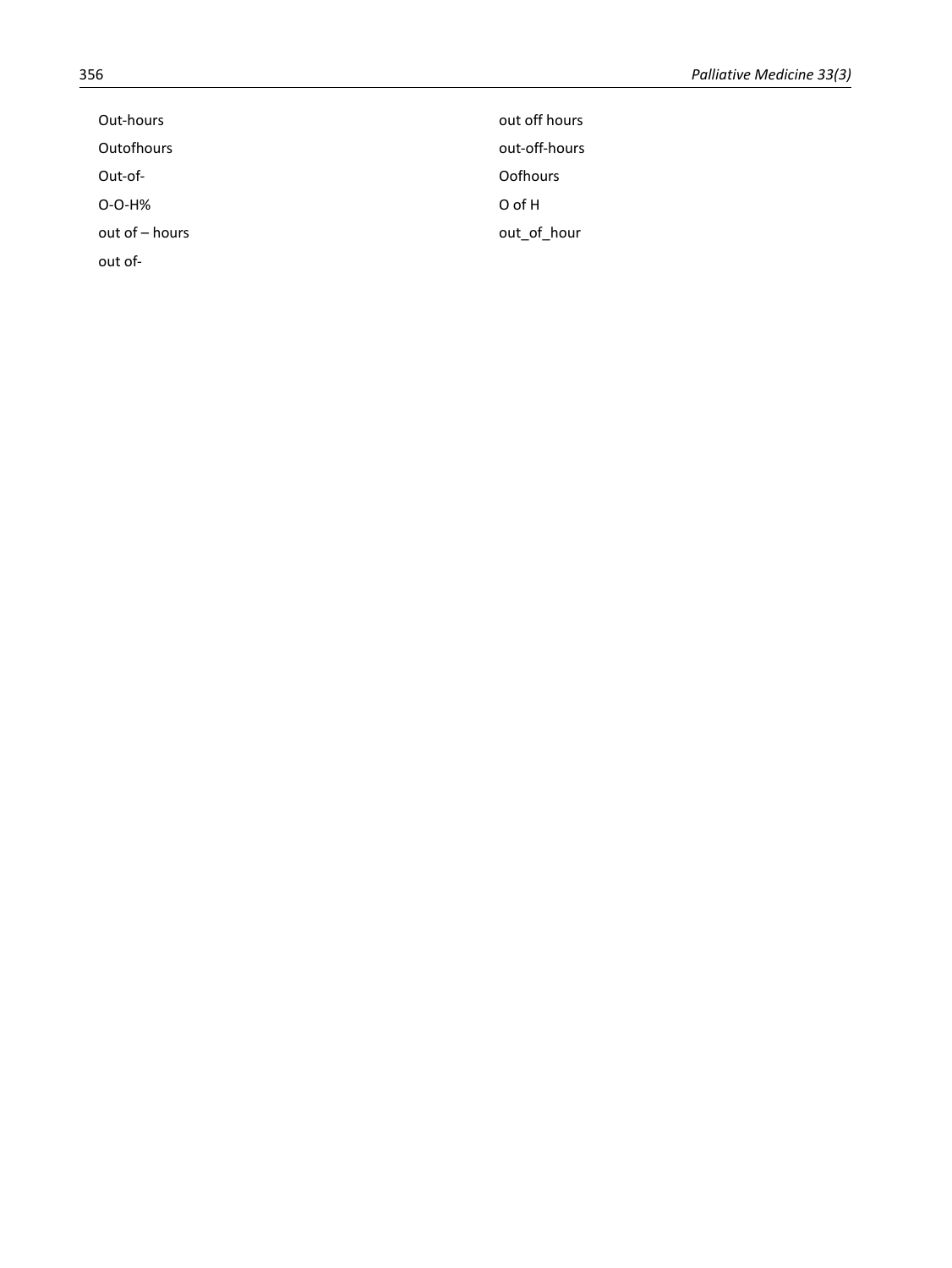Out-hours

Outofhours

Out-of-

O-O-H%

out of – hours

out of-

out off hours

out-off-hours

Oofhours

O of H

out_of_hour